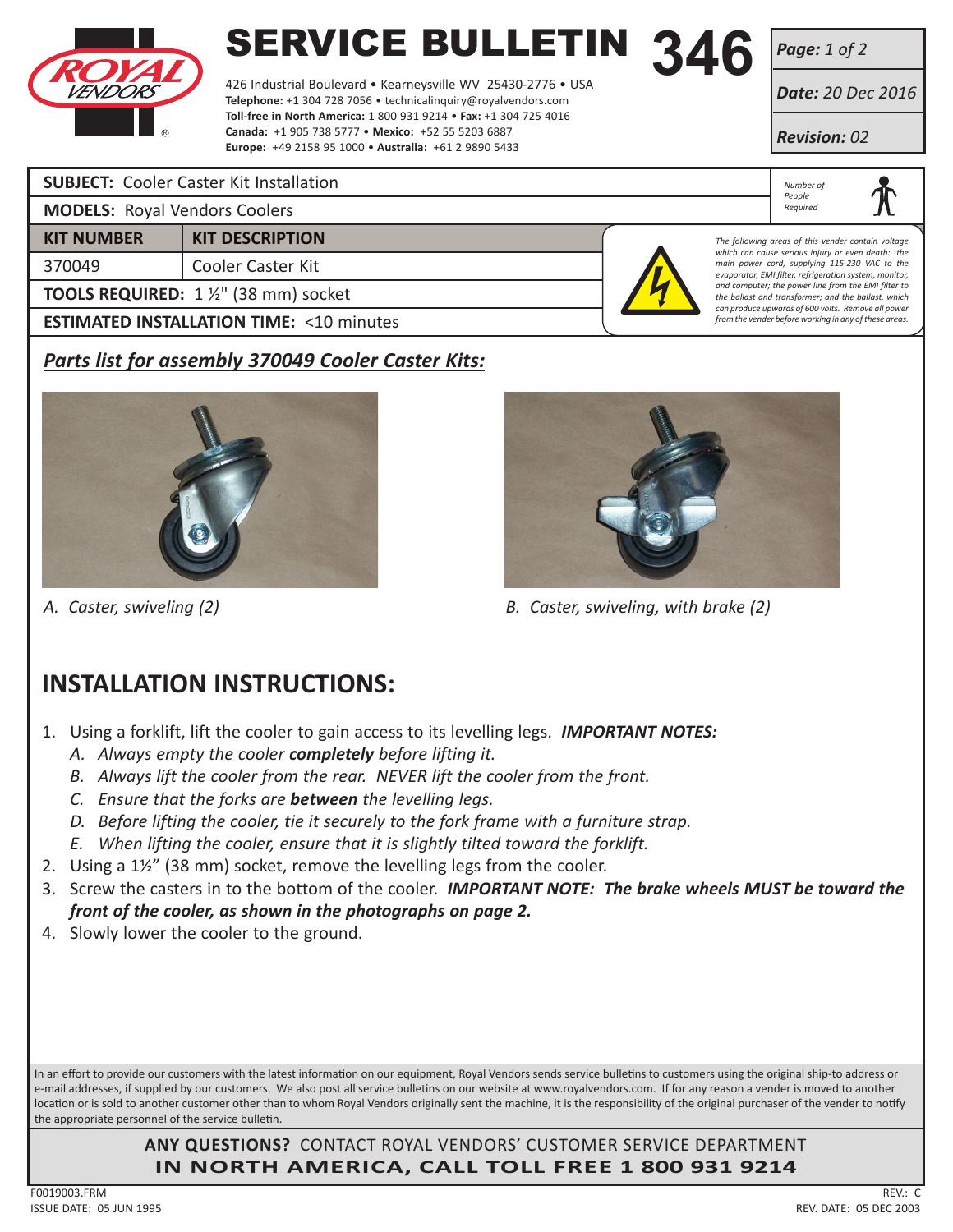# SERVICE BULLETIN 346

426 Industrial Boulevard • Kearneysville WV 25430-2776 • USA
**Telephone:** +1 304 728 7056 • technicalinquiry@royalvendors.com
**Toll-free in North America:** 1 800 931 9214 • **Fax:** +1 304 725 4016
**Canada:** +1 905 738 5777 • **Mexico:** +52 55 5203 6887
**Europe:** +49 2158 95 1000 • **Australia:** +61 2 9890 5433

***Page:*** *1 of 2*
***Date:*** *20 Dec 2016*
***Revision:*** *02*

**SUBJECT:** Cooler Caster Kit Installation

**MODELS:** Royal Vendors Coolers

*Number of People Required*

| KIT NUMBER | KIT DESCRIPTION |
|---|---|
| 370049 | Cooler Caster Kit |

**TOOLS REQUIRED:** 1 ½" (38 mm) socket

**ESTIMATED INSTALLATION TIME:** <10 minutes

*The following areas of this vender contain voltage which can cause serious injury or even death: the main power cord, supplying 115-230 VAC to the evaporator, EMI filter, refrigeration system, monitor, and computer; the power line from the EMI filter to the ballast and transformer; and the ballast, which can produce upwards of 600 volts. Remove all power from the vender before working in any of these areas.*

***Parts list for assembly 370049 Cooler Caster Kits:***

*A. Caster, swiveling (2)*

*B. Caster, swiveling, with brake (2)*

## INSTALLATION INSTRUCTIONS:

1. Using a forklift, lift the cooler to gain access to its levelling legs. ***IMPORTANT NOTES:***
   A. *Always empty the cooler **completely** before lifting it.*
   B. *Always lift the cooler from the rear. NEVER lift the cooler from the front.*
   C. *Ensure that the forks are **between** the levelling legs.*
   D. *Before lifting the cooler, tie it securely to the fork frame with a furniture strap.*
   E. *When lifting the cooler, ensure that it is slightly tilted toward the forklift.*
2. Using a 1½" (38 mm) socket, remove the levelling legs from the cooler.
3. Screw the casters in to the bottom of the cooler. ***IMPORTANT NOTE: The brake wheels MUST be toward the front of the cooler, as shown in the photographs on page 2.***
4. Slowly lower the cooler to the ground.

In an effort to provide our customers with the latest information on our equipment, Royal Vendors sends service bulletins to customers using the original ship-to address or e-mail addresses, if supplied by our customers. We also post all service bulletins on our website at www.royalvendors.com. If for any reason a vender is moved to another location or is sold to another customer other than to whom Royal Vendors originally sent the machine, it is the responsibility of the original purchaser of the vender to notify the appropriate personnel of the service bulletin.

**ANY QUESTIONS?** CONTACT ROYAL VENDORS' CUSTOMER SERVICE DEPARTMENT
**IN NORTH AMERICA, CALL TOLL FREE 1 800 931 9214**

F0019003.FRM
ISSUE DATE: 05 JUN 1995
REV.: C
REV. DATE: 05 DEC 2003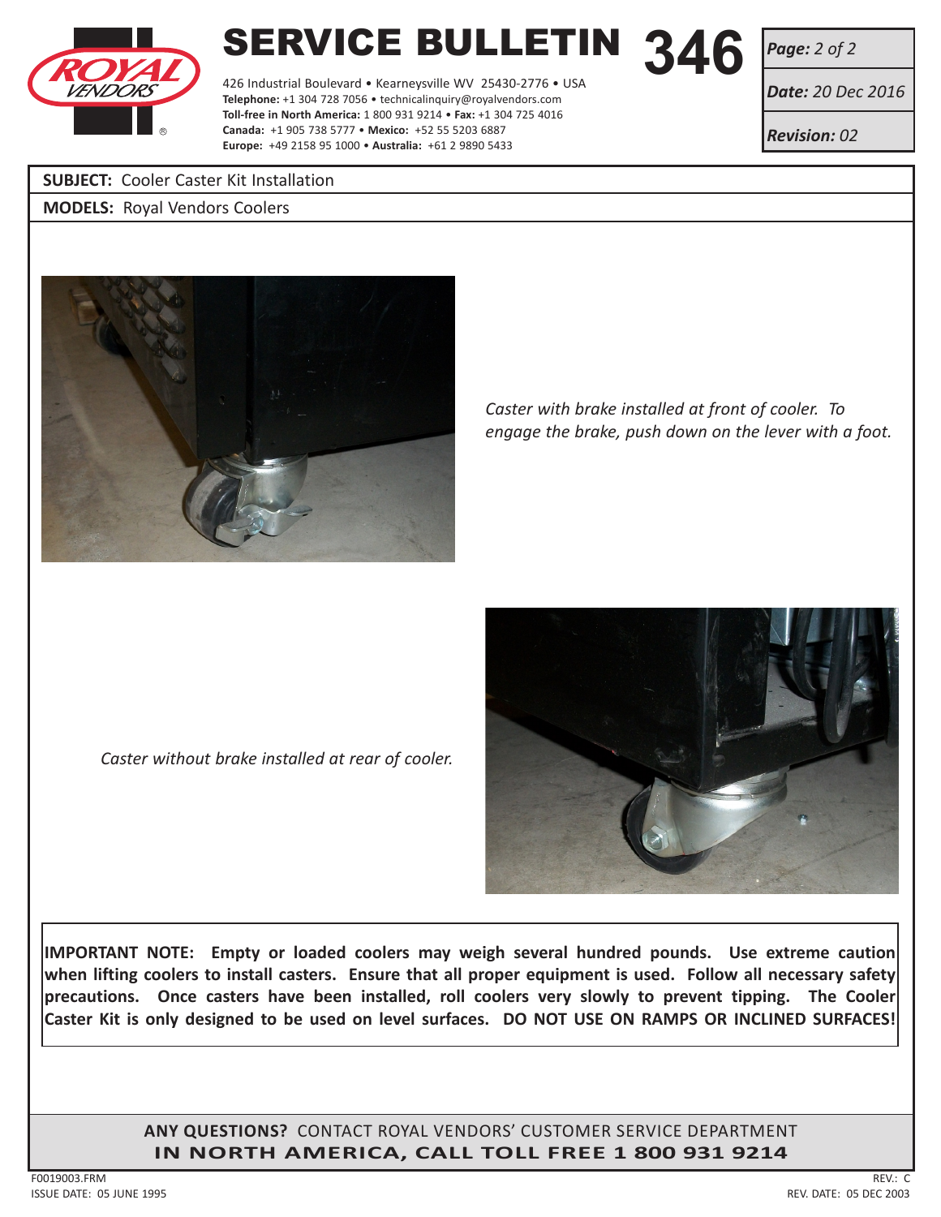**SUBJECT:** Cooler Caster Kit Installation

**MODELS:** Royal Vendors Coolers

*Caster with brake installed at front of cooler. To engage the brake, push down on the lever with a foot.*

*Caster without brake installed at rear of cooler.*

**IMPORTANT NOTE: Empty or loaded coolers may weigh several hundred pounds. Use extreme caution when lifting coolers to install casters. Ensure that all proper equipment is used. Follow all necessary safety precautions. Once casters have been installed, roll coolers very slowly to prevent tipping. The Cooler Caster Kit is only designed to be used on level surfaces. DO NOT USE ON RAMPS OR INCLINED SURFACES!**

**ANY QUESTIONS?** CONTACT ROYAL VENDORS' CUSTOMER SERVICE DEPARTMENT

**IN NORTH AMERICA, CALL TOLL FREE 1 800 931 9214**